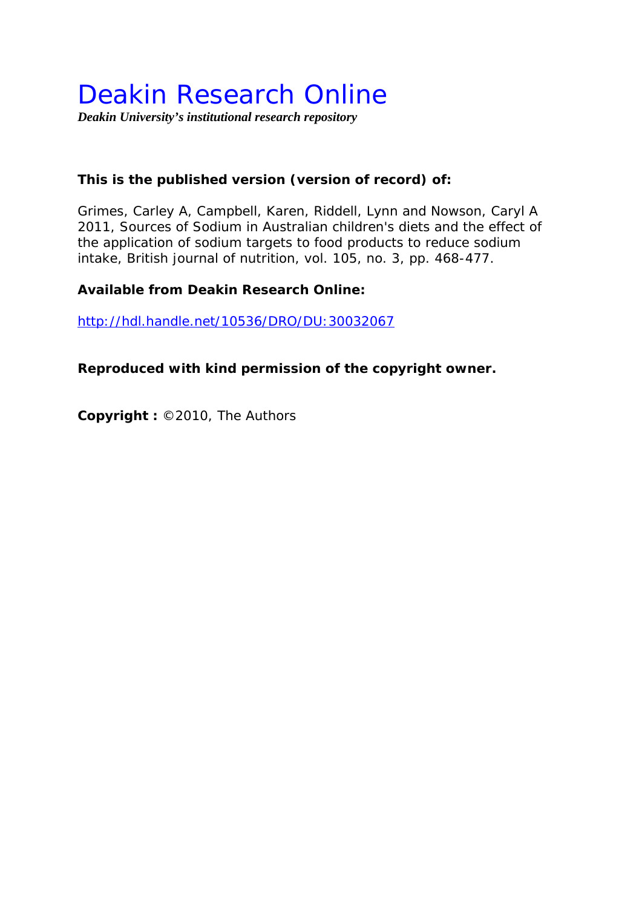# Deakin Research Online

***Deakin University's institutional research repository***

**This is the published version (version of record) of:**

Grimes, Carley A, Campbell, Karen, Riddell, Lynn and Nowson, Caryl A 2011, Sources of Sodium in Australian children's diets and the effect of the application of sodium targets to food products to reduce sodium intake, British journal of nutrition, vol. 105, no. 3, pp. 468-477.

**Available from Deakin Research Online:**

http://hdl.handle.net/10536/DRO/DU:30032067

**Reproduced with kind permission of the copyright owner.**

**Copyright :** ©2010, The Authors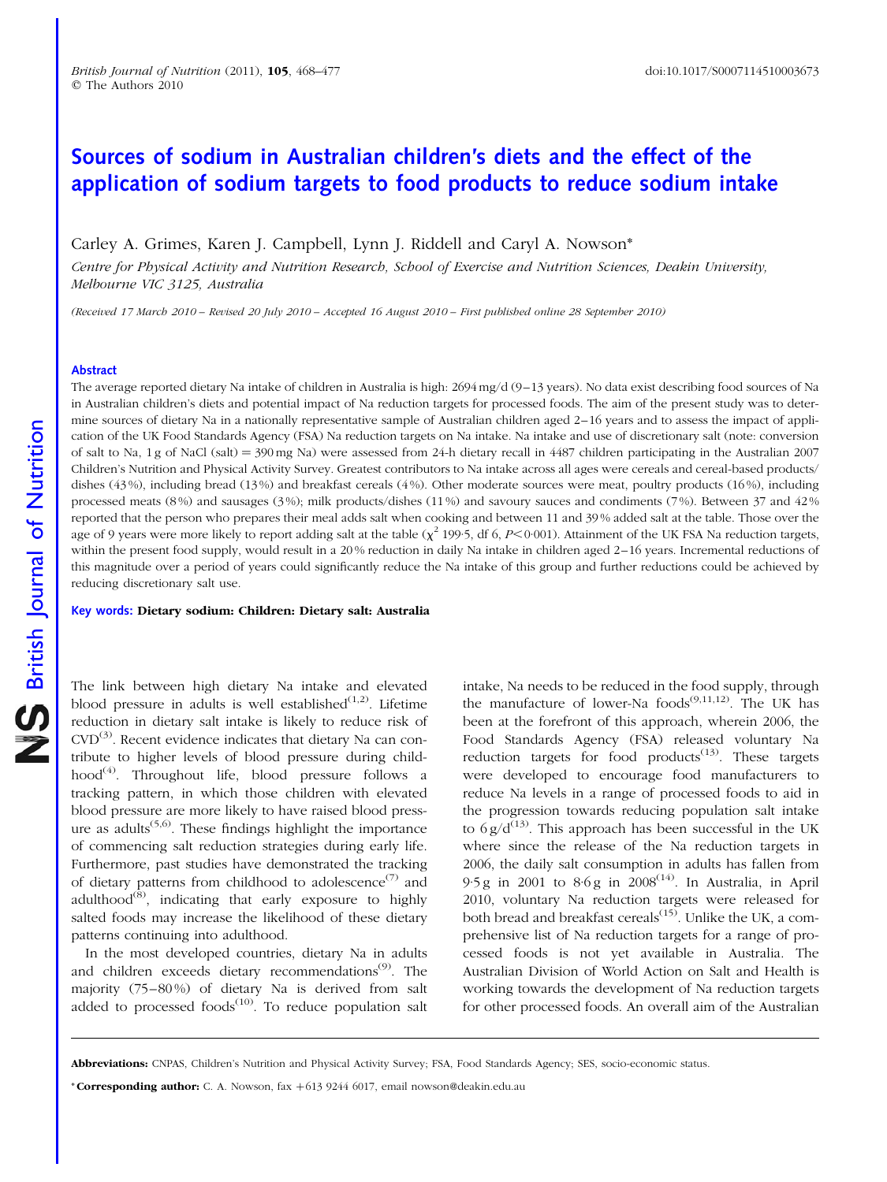# Sources of sodium in Australian children's diets and the effect of the application of sodium targets to food products to reduce sodium intake

Carley A. Grimes, Karen J. Campbell, Lynn J. Riddell and Caryl A. Nowson*

*Centre for Physical Activity and Nutrition Research, School of Exercise and Nutrition Sciences, Deakin University, Melbourne VIC 3125, Australia*

*(Received 17 March 2010 – Revised 20 July 2010 – Accepted 16 August 2010 – First published online 28 September 2010)*

## Abstract

The average reported dietary Na intake of children in Australia is high: 2694 mg/d (9–13 years). No data exist describing food sources of Na in Australian children's diets and potential impact of Na reduction targets for processed foods. The aim of the present study was to determine sources of dietary Na in a nationally representative sample of Australian children aged 2–16 years and to assess the impact of application of the UK Food Standards Agency (FSA) Na reduction targets on Na intake. Na intake and use of discretionary salt (note: conversion of salt to Na, 1 g of NaCl (salt) = 390 mg Na) were assessed from 24-h dietary recall in 4487 children participating in the Australian 2007 Children's Nutrition and Physical Activity Survey. Greatest contributors to Na intake across all ages were cereals and cereal-based products/dishes (43 %), including bread (13 %) and breakfast cereals (4 %). Other moderate sources were meat, poultry products (16 %), including processed meats (8 %) and sausages (3 %); milk products/dishes (11 %) and savoury sauces and condiments (7 %). Between 37 and 42 % reported that the person who prepares their meal adds salt when cooking and between 11 and 39 % added salt at the table. Those over the age of 9 years were more likely to report adding salt at the table ($\chi^2$ 199·5, df 6, $P<0·001$). Attainment of the UK FSA Na reduction targets, within the present food supply, would result in a 20 % reduction in daily Na intake in children aged 2–16 years. Incremental reductions of this magnitude over a period of years could significantly reduce the Na intake of this group and further reductions could be achieved by reducing discretionary salt use.

**Key words: Dietary sodium: Children: Dietary salt: Australia**

The link between high dietary Na intake and elevated blood pressure in adults is well established[1,2]. Lifetime reduction in dietary salt intake is likely to reduce risk of CVD[3]. Recent evidence indicates that dietary Na can contribute to higher levels of blood pressure during childhood[4]. Throughout life, blood pressure follows a tracking pattern, in which those children with elevated blood pressure are more likely to have raised blood pressure as adults[5,6]. These findings highlight the importance of commencing salt reduction strategies during early life. Furthermore, past studies have demonstrated the tracking of dietary patterns from childhood to adolescence[7] and adulthood[8], indicating that early exposure to highly salted foods may increase the likelihood of these dietary patterns continuing into adulthood.

In the most developed countries, dietary Na in adults and children exceeds dietary recommendations[9]. The majority (75–80 %) of dietary Na is derived from salt added to processed foods[10]. To reduce population salt intake, Na needs to be reduced in the food supply, through the manufacture of lower-Na foods[9,11,12]. The UK has been at the forefront of this approach, wherein 2006, the Food Standards Agency (FSA) released voluntary Na reduction targets for food products[13]. These targets were developed to encourage food manufacturers to reduce Na levels in a range of processed foods to aid in the progression towards reducing population salt intake to 6 g/d[13]. This approach has been successful in the UK where since the release of the Na reduction targets in 2006, the daily salt consumption in adults has fallen from 9·5 g in 2001 to 8·6 g in 2008[14]. In Australia, in April 2010, voluntary Na reduction targets were released for both bread and breakfast cereals[15]. Unlike the UK, a comprehensive list of Na reduction targets for a range of processed foods is not yet available in Australia. The Australian Division of World Action on Salt and Health is working towards the development of Na reduction targets for other processed foods. An overall aim of the Australian

**Abbreviations:** CNPAS, Children's Nutrition and Physical Activity Survey; FSA, Food Standards Agency; SES, socio-economic status.

\* **Corresponding author:** C. A. Nowson, fax +613 9244 6017, email nowson@deakin.edu.au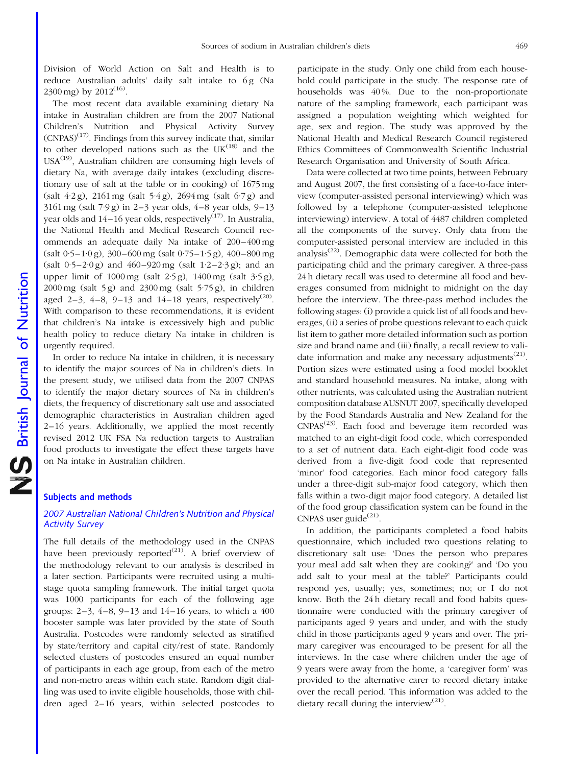Division of World Action on Salt and Health is to reduce Australian adults' daily salt intake to 6 g (Na 2300 mg) by 2012[16].

The most recent data available examining dietary Na intake in Australian children are from the 2007 National Children's Nutrition and Physical Activity Survey (CNPAS)[17]. Findings from this survey indicate that, similar to other developed nations such as the UK[18] and the USA[19], Australian children are consuming high levels of dietary Na, with average daily intakes (excluding discretionary use of salt at the table or in cooking) of 1675 mg (salt 4·2 g), 2161 mg (salt 5·4 g), 2694 mg (salt 6·7 g) and 3161 mg (salt 7·9 g) in 2–3 year olds, 4–8 year olds, 9–13 year olds and 14–16 year olds, respectively[17]. In Australia, the National Health and Medical Research Council recommends an adequate daily Na intake of 200–400 mg (salt 0·5–1·0 g), 300–600 mg (salt 0·75–1·5 g), 400–800 mg (salt 0·5–2·0 g) and 460–920 mg (salt 1·2–2·3 g); and an upper limit of 1000 mg (salt 2·5 g), 1400 mg (salt 3·5 g), 2000 mg (salt 5 g) and 2300 mg (salt 5·75 g), in children aged 2–3, 4–8, 9–13 and 14–18 years, respectively[20]. With comparison to these recommendations, it is evident that children's Na intake is excessively high and public health policy to reduce dietary Na intake in children is urgently required.

In order to reduce Na intake in children, it is necessary to identify the major sources of Na in children's diets. In the present study, we utilised data from the 2007 CNPAS to identify the major dietary sources of Na in children's diets, the frequency of discretionary salt use and associated demographic characteristics in Australian children aged 2–16 years. Additionally, we applied the most recently revised 2012 UK FSA Na reduction targets to Australian food products to investigate the effect these targets have on Na intake in Australian children.

## Subjects and methods

### *2007 Australian National Children's Nutrition and Physical Activity Survey*

The full details of the methodology used in the CNPAS have been previously reported[21]. A brief overview of the methodology relevant to our analysis is described in a later section. Participants were recruited using a multistage quota sampling framework. The initial target quota was 1000 participants for each of the following age groups: 2–3, 4–8, 9–13 and 14–16 years, to which a 400 booster sample was later provided by the state of South Australia. Postcodes were randomly selected as stratified by state/territory and capital city/rest of state. Randomly selected clusters of postcodes ensured an equal number of participants in each age group, from each of the metro and non-metro areas within each state. Random digit dialling was used to invite eligible households, those with children aged 2–16 years, within selected postcodes to participate in the study. Only one child from each household could participate in the study. The response rate of households was 40 %. Due to the non-proportionate nature of the sampling framework, each participant was assigned a population weighting which weighted for age, sex and region. The study was approved by the National Health and Medical Research Council registered Ethics Committees of Commonwealth Scientific Industrial Research Organisation and University of South Africa.

Data were collected at two time points, between February and August 2007, the first consisting of a face-to-face interview (computer-assisted personal interviewing) which was followed by a telephone (computer-assisted telephone interviewing) interview. A total of 4487 children completed all the components of the survey. Only data from the computer-assisted personal interview are included in this analysis[22]. Demographic data were collected for both the participating child and the primary caregiver. A three-pass 24 h dietary recall was used to determine all food and beverages consumed from midnight to midnight on the day before the interview. The three-pass method includes the following stages: (i) provide a quick list of all foods and beverages, (ii) a series of probe questions relevant to each quick list item to gather more detailed information such as portion size and brand name and (iii) finally, a recall review to validate information and make any necessary adjustments[21]. Portion sizes were estimated using a food model booklet and standard household measures. Na intake, along with other nutrients, was calculated using the Australian nutrient composition database AUSNUT 2007, specifically developed by the Food Standards Australia and New Zealand for the CNPAS[23]. Each food and beverage item recorded was matched to an eight-digit food code, which corresponded to a set of nutrient data. Each eight-digit food code was derived from a five-digit food code that represented 'minor' food categories. Each minor food category falls under a three-digit sub-major food category, which then falls within a two-digit major food category. A detailed list of the food group classification system can be found in the CNPAS user guide[21].

In addition, the participants completed a food habits questionnaire, which included two questions relating to discretionary salt use: 'Does the person who prepares your meal add salt when they are cooking?' and 'Do you add salt to your meal at the table?' Participants could respond yes, usually; yes, sometimes; no; or I do not know. Both the 24 h dietary recall and food habits questionnaire were conducted with the primary caregiver of participants aged 9 years and under, and with the study child in those participants aged 9 years and over. The primary caregiver was encouraged to be present for all the interviews. In the case where children under the age of 9 years were away from the home, a 'caregiver form' was provided to the alternative carer to record dietary intake over the recall period. This information was added to the dietary recall during the interview[21].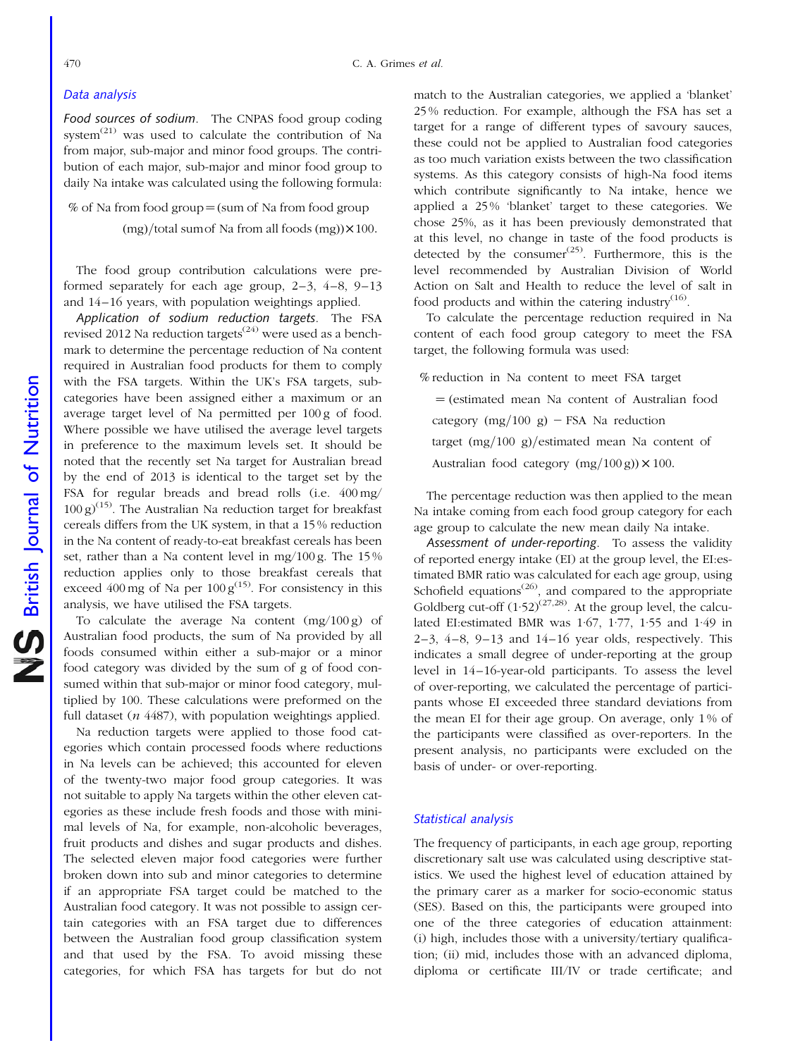## Data analysis

*Food sources of sodium.* The CNPAS food group coding system[21] was used to calculate the contribution of Na from major, sub-major and minor food groups. The contribution of each major, sub-major and minor food group to daily Na intake was calculated using the following formula:

$$\% \text{ of Na from food group} = (\text{sum of Na from food group (mg)}/\text{total sum of Na from all foods (mg)}) \times 100.$$

The food group contribution calculations were preformed separately for each age group, 2–3, 4–8, 9–13 and 14–16 years, with population weightings applied.

*Application of sodium reduction targets.* The FSA revised 2012 Na reduction targets[24] were used as a benchmark to determine the percentage reduction of Na content required in Australian food products for them to comply with the FSA targets. Within the UK's FSA targets, sub-categories have been assigned either a maximum or an average target level of Na permitted per 100 g of food. Where possible we have utilised the average level targets in preference to the maximum levels set. It should be noted that the recently set Na target for Australian bread by the end of 2013 is identical to the target set by the FSA for regular breads and bread rolls (i.e. 400 mg/100 g)[15]. The Australian Na reduction target for breakfast cereals differs from the UK system, in that a 15 % reduction in the Na content of ready-to-eat breakfast cereals has been set, rather than a Na content level in mg/100 g. The 15 % reduction applies only to those breakfast cereals that exceed 400 mg of Na per 100 g[15]. For consistency in this analysis, we have utilised the FSA targets.

To calculate the average Na content (mg/100 g) of Australian food products, the sum of Na provided by all foods consumed within either a sub-major or a minor food category was divided by the sum of g of food consumed within that sub-major or minor food category, multiplied by 100. These calculations were preformed on the full dataset ($n$ 4487), with population weightings applied.

Na reduction targets were applied to those food categories which contain processed foods where reductions in Na levels can be achieved; this accounted for eleven of the twenty-two major food group categories. It was not suitable to apply Na targets within the other eleven categories as these include fresh foods and those with minimal levels of Na, for example, non-alcoholic beverages, fruit products and dishes and sugar products and dishes. The selected eleven major food categories were further broken down into sub and minor categories to determine if an appropriate FSA target could be matched to the Australian food category. It was not possible to assign certain categories with an FSA target due to differences between the Australian food group classification system and that used by the FSA. To avoid missing these categories, for which FSA has targets for but do not match to the Australian categories, we applied a 'blanket' 25 % reduction. For example, although the FSA has set a target for a range of different types of savoury sauces, these could not be applied to Australian food categories as too much variation exists between the two classification systems. As this category consists of high-Na food items which contribute significantly to Na intake, hence we applied a 25 % 'blanket' target to these categories. We chose 25%, as it has been previously demonstrated that at this level, no change in taste of the food products is detected by the consumer[25]. Furthermore, this is the level recommended by Australian Division of World Action on Salt and Health to reduce the level of salt in food products and within the catering industry[16].

To calculate the percentage reduction required in Na content of each food group category to meet the FSA target, the following formula was used:

$$\% \text{ reduction in Na content to meet FSA target} = (\text{estimated mean Na content of Australian food category (mg/100 g)} - \text{FSA Na reduction target (mg/100 g)}/\text{estimated mean Na content of Australian food category (mg/100 g)}) \times 100.$$

The percentage reduction was then applied to the mean Na intake coming from each food group category for each age group to calculate the new mean daily Na intake.

*Assessment of under-reporting.* To assess the validity of reported energy intake (EI) at the group level, the EI:estimated BMR ratio was calculated for each age group, using Schofield equations[26], and compared to the appropriate Goldberg cut-off (1·52)[27,28]. At the group level, the calculated EI:estimated BMR was 1·67, 1·77, 1·55 and 1·49 in 2–3, 4–8, 9–13 and 14–16 year olds, respectively. This indicates a small degree of under-reporting at the group level in 14–16-year-old participants. To assess the level of over-reporting, we calculated the percentage of participants whose EI exceeded three standard deviations from the mean EI for their age group. On average, only 1 % of the participants were classified as over-reporters. In the present analysis, no participants were excluded on the basis of under- or over-reporting.

## Statistical analysis

The frequency of participants, in each age group, reporting discretionary salt use was calculated using descriptive statistics. We used the highest level of education attained by the primary carer as a marker for socio-economic status (SES). Based on this, the participants were grouped into one of the three categories of education attainment: (i) high, includes those with a university/tertiary qualification; (ii) mid, includes those with an advanced diploma, diploma or certificate III/IV or trade certificate; and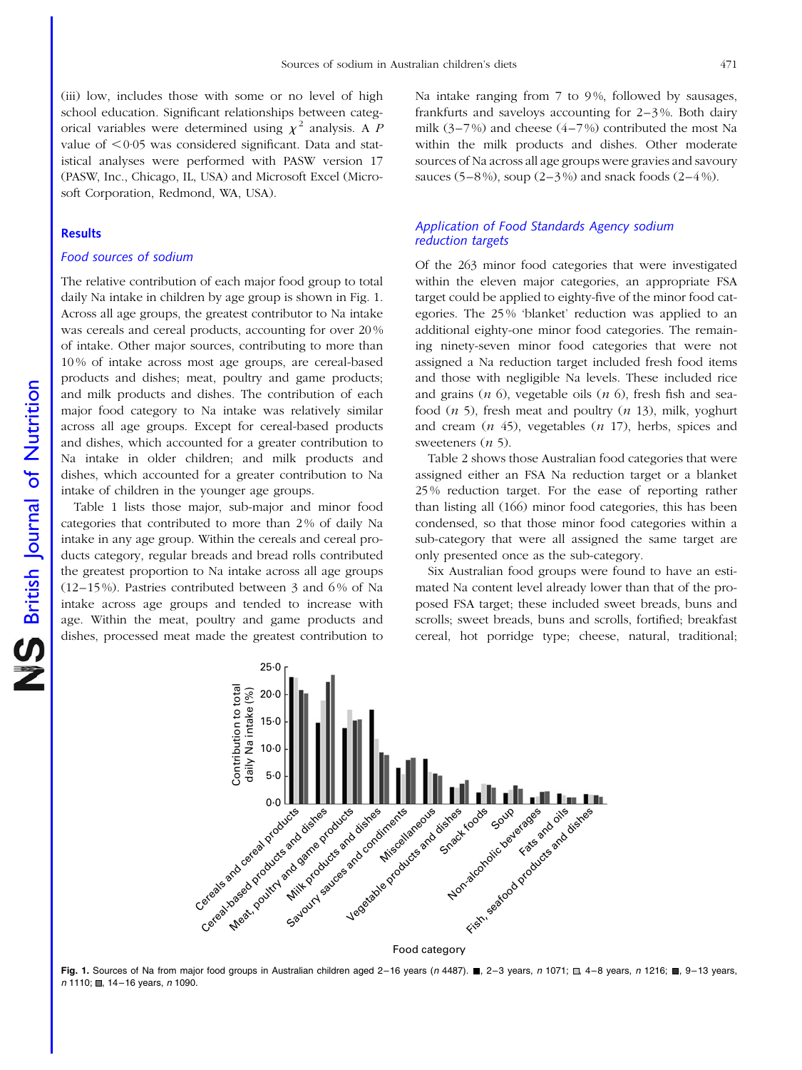(iii) low, includes those with some or no level of high school education. Significant relationships between categorical variables were determined using $\chi^2$ analysis. A $P$ value of $<0·05$ was considered significant. Data and statistical analyses were performed with PASW version 17 (PASW, Inc., Chicago, IL, USA) and Microsoft Excel (Microsoft Corporation, Redmond, WA, USA).

## Results

### Food sources of sodium

The relative contribution of each major food group to total daily Na intake in children by age group is shown in Fig. 1. Across all age groups, the greatest contributor to Na intake was cereals and cereal products, accounting for over 20 % of intake. Other major sources, contributing to more than 10 % of intake across most age groups, are cereal-based products and dishes; meat, poultry and game products; and milk products and dishes. The contribution of each major food category to Na intake was relatively similar across all age groups. Except for cereal-based products and dishes, which accounted for a greater contribution to Na intake in older children; and milk products and dishes, which accounted for a greater contribution to Na intake of children in the younger age groups.

Table 1 lists those major, sub-major and minor food categories that contributed to more than 2 % of daily Na intake in any age group. Within the cereals and cereal products category, regular breads and bread rolls contributed the greatest proportion to Na intake across all age groups (12–15 %). Pastries contributed between 3 and 6 % of Na intake across age groups and tended to increase with age. Within the meat, poultry and game products and dishes, processed meat made the greatest contribution to Na intake ranging from 7 to 9 %, followed by sausages, frankfurts and saveloys accounting for 2–3 %. Both dairy milk (3–7 %) and cheese (4–7 %) contributed the most Na within the milk products and dishes. Other moderate sources of Na across all age groups were gravies and savoury sauces (5–8 %), soup (2–3 %) and snack foods (2–4 %).

### Application of Food Standards Agency sodium reduction targets

Of the 263 minor food categories that were investigated within the eleven major categories, an appropriate FSA target could be applied to eighty-five of the minor food categories. The 25 % 'blanket' reduction was applied to an additional eighty-one minor food categories. The remaining ninety-seven minor food categories that were not assigned a Na reduction target included fresh food items and those with negligible Na levels. These included rice and grains ($n$ 6), vegetable oils ($n$ 6), fresh fish and seafood ($n$ 5), fresh meat and poultry ($n$ 13), milk, yoghurt and cream ($n$ 45), vegetables ($n$ 17), herbs, spices and sweeteners ($n$ 5).

Table 2 shows those Australian food categories that were assigned either an FSA Na reduction target or a blanket 25 % reduction target. For the ease of reporting rather than listing all (166) minor food categories, this has been condensed, so that those minor food categories within a sub-category that were all assigned the same target are only presented once as the sub-category.

Six Australian food groups were found to have an estimated Na content level already lower than that of the proposed FSA target; these included sweet breads, buns and scrolls; sweet breads, buns and scrolls, fortified; breakfast cereal, hot porridge type; cheese, natural, traditional;

**Fig. 1.** Sources of Na from major food groups in Australian children aged 2–16 years ($n$ 4487). ■, 2–3 years, $n$ 1071; □, 4–8 years, $n$ 1216; ■, 9–13 years, $n$ 1110; ■, 14–16 years, $n$ 1090.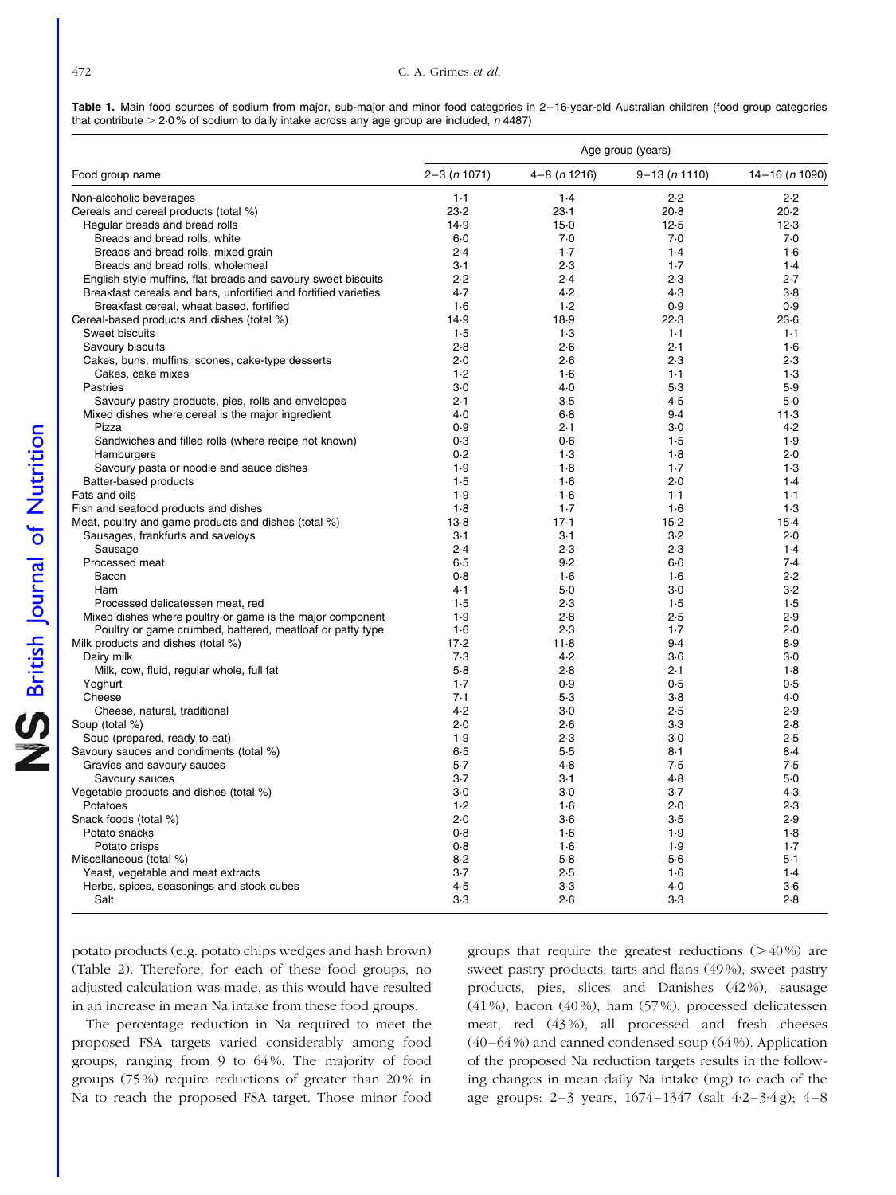**Table 1.** Main food sources of sodium from major, sub-major and minor food categories in 2–16-year-old Australian children (food group categories that contribute > 2·0 % of sodium to daily intake across any age group are included, *n* 4487)

| Food group name | Age group (years) | | | |
|---|---|---|---|---|
| | 2–3 (*n* 1071) | 4–8 (*n* 1216) | 9–13 (*n* 1110) | 14–16 (*n* 1090) |
| Non-alcoholic beverages | 1·1 | 1·4 | 2·2 | 2·2 |
| Cereals and cereal products (total %) | 23·2 | 23·1 | 20·8 | 20·2 |
| Regular breads and bread rolls | 14·9 | 15·0 | 12·5 | 12·3 |
| Breads and bread rolls, white | 6·0 | 7·0 | 7·0 | 7·0 |
| Breads and bread rolls, mixed grain | 2·4 | 1·7 | 1·4 | 1·6 |
| Breads and bread rolls, wholemeal | 3·1 | 2·3 | 1·7 | 1·4 |
| English style muffins, flat breads and savoury sweet biscuits | 2·2 | 2·4 | 2·3 | 2·7 |
| Breakfast cereals and bars, unfortified and fortified varieties | 4·7 | 4·2 | 4·3 | 3·8 |
| Breakfast cereal, wheat based, fortified | 1·6 | 1·2 | 0·9 | 0·9 |
| Cereal-based products and dishes (total %) | 14·9 | 18·9 | 22·3 | 23·6 |
| Sweet biscuits | 1·5 | 1·3 | 1·1 | 1·1 |
| Savoury biscuits | 2·8 | 2·6 | 2·1 | 1·6 |
| Cakes, buns, muffins, scones, cake-type desserts | 2·0 | 2·6 | 2·3 | 2·3 |
| Cakes, cake mixes | 1·2 | 1·6 | 1·1 | 1·3 |
| Pastries | 3·0 | 4·0 | 5·3 | 5·9 |
| Savoury pastry products, pies, rolls and envelopes | 2·1 | 3·5 | 4·5 | 5·0 |
| Mixed dishes where cereal is the major ingredient | 4·0 | 6·8 | 9·4 | 11·3 |
| Pizza | 0·9 | 2·1 | 3·0 | 4·2 |
| Sandwiches and filled rolls (where recipe not known) | 0·3 | 0·6 | 1·5 | 1·9 |
| Hamburgers | 0·2 | 1·3 | 1·8 | 2·0 |
| Savoury pasta or noodle and sauce dishes | 1·9 | 1·8 | 1·7 | 1·3 |
| Batter-based products | 1·5 | 1·6 | 2·0 | 1·4 |
| Fats and oils | 1·9 | 1·6 | 1·1 | 1·1 |
| Fish and seafood products and dishes | 1·8 | 1·7 | 1·6 | 1·3 |
| Meat, poultry and game products and dishes (total %) | 13·8 | 17·1 | 15·2 | 15·4 |
| Sausages, frankfurts and saveloys | 3·1 | 3·1 | 3·2 | 2·0 |
| Sausage | 2·4 | 2·3 | 2·3 | 1·4 |
| Processed meat | 6·5 | 9·2 | 6·6 | 7·4 |
| Bacon | 0·8 | 1·6 | 1·6 | 2·2 |
| Ham | 4·1 | 5·0 | 3·0 | 3·2 |
| Processed delicatessen meat, red | 1·5 | 2·3 | 1·5 | 1·5 |
| Mixed dishes where poultry or game is the major component | 1·9 | 2·8 | 2·5 | 2·9 |
| Poultry or game crumbed, battered, meatloaf or patty type | 1·6 | 2·3 | 1·7 | 2·0 |
| Milk products and dishes (total %) | 17·2 | 11·8 | 9·4 | 8·9 |
| Dairy milk | 7·3 | 4·2 | 3·6 | 3·0 |
| Milk, cow, fluid, regular whole, full fat | 5·8 | 2·8 | 2·1 | 1·8 |
| Yoghurt | 1·7 | 0·9 | 0·5 | 0·5 |
| Cheese | 7·1 | 5·3 | 3·8 | 4·0 |
| Cheese, natural, traditional | 4·2 | 3·0 | 2·5 | 2·9 |
| Soup (total %) | 2·0 | 2·6 | 3·3 | 2·8 |
| Soup (prepared, ready to eat) | 1·9 | 2·3 | 3·0 | 2·5 |
| Savoury sauces and condiments (total %) | 6·5 | 5·5 | 8·1 | 8·4 |
| Gravies and savoury sauces | 5·7 | 4·8 | 7·5 | 7·5 |
| Savoury sauces | 3·7 | 3·1 | 4·8 | 5·0 |
| Vegetable products and dishes (total %) | 3·0 | 3·0 | 3·7 | 4·3 |
| Potatoes | 1·2 | 1·6 | 2·0 | 2·3 |
| Snack foods (total %) | 2·0 | 3·6 | 3·5 | 2·9 |
| Potato snacks | 0·8 | 1·6 | 1·9 | 1·8 |
| Potato crisps | 0·8 | 1·6 | 1·9 | 1·7 |
| Miscellaneous (total %) | 8·2 | 5·8 | 5·6 | 5·1 |
| Yeast, vegetable and meat extracts | 3·7 | 2·5 | 1·6 | 1·4 |
| Herbs, spices, seasonings and stock cubes | 4·5 | 3·3 | 4·0 | 3·6 |
| Salt | 3·3 | 2·6 | 3·3 | 2·8 |

potato products (e.g. potato chips wedges and hash brown) (Table 2). Therefore, for each of these food groups, no adjusted calculation was made, as this would have resulted in an increase in mean Na intake from these food groups.

The percentage reduction in Na required to meet the proposed FSA targets varied considerably among food groups, ranging from 9 to 64 %. The majority of food groups (75 %) require reductions of greater than 20 % in Na to reach the proposed FSA target. Those minor food groups that require the greatest reductions (> 40 %) are sweet pastry products, tarts and flans (49 %), sweet pastry products, pies, slices and Danishes (42 %), sausage (41 %), bacon (40 %), ham (57 %), processed delicatessen meat, red (43 %), all processed and fresh cheeses (40–64 %) and canned condensed soup (64 %). Application of the proposed Na reduction targets results in the following changes in mean daily Na intake (mg) to each of the age groups: 2–3 years, 1674–1347 (salt 4·2–3·4 g); 4–8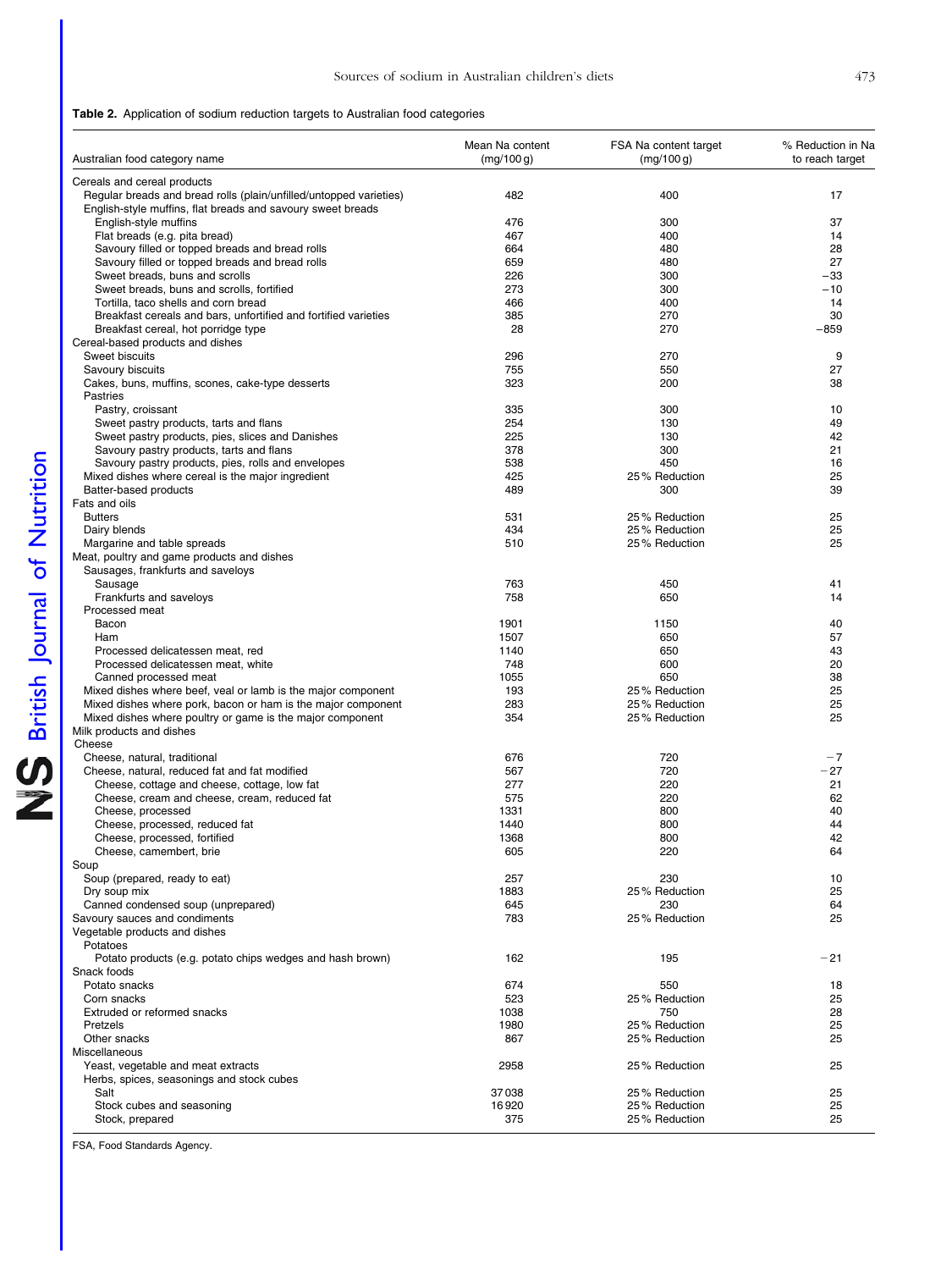**Table 2.** Application of sodium reduction targets to Australian food categories

| Australian food category name | Mean Na content (mg/100 g) | FSA Na content target (mg/100 g) | % Reduction in Na to reach target |
|---|---|---|---|
| Cereals and cereal products | | | |
| Regular breads and bread rolls (plain/unfilled/untopped varieties) | 482 | 400 | 17 |
| English-style muffins, flat breads and savoury sweet breads | | | |
| English-style muffins | 476 | 300 | 37 |
| Flat breads (e.g. pita bread) | 467 | 400 | 14 |
| Savoury filled or topped breads and bread rolls | 664 | 480 | 28 |
| Savoury filled or topped breads and bread rolls | 659 | 480 | 27 |
| Sweet breads, buns and scrolls | 226 | 300 | −33 |
| Sweet breads, buns and scrolls, fortified | 273 | 300 | −10 |
| Tortilla, taco shells and corn bread | 466 | 400 | 14 |
| Breakfast cereals and bars, unfortified and fortified varieties | 385 | 270 | 30 |
| Breakfast cereal, hot porridge type | 28 | 270 | −859 |
| Cereal-based products and dishes | | | |
| Sweet biscuits | 296 | 270 | 9 |
| Savoury biscuits | 755 | 550 | 27 |
| Cakes, buns, muffins, scones, cake-type desserts | 323 | 200 | 38 |
| Pastries | | | |
| Pastry, croissant | 335 | 300 | 10 |
| Sweet pastry products, tarts and flans | 254 | 130 | 49 |
| Sweet pastry products, pies, slices and Danishes | 225 | 130 | 42 |
| Savoury pastry products, tarts and flans | 378 | 300 | 21 |
| Savoury pastry products, pies, rolls and envelopes | 538 | 450 | 16 |
| Mixed dishes where cereal is the major ingredient | 425 | 25 % Reduction | 25 |
| Batter-based products | 489 | 300 | 39 |
| Fats and oils | | | |
| Butters | 531 | 25 % Reduction | 25 |
| Dairy blends | 434 | 25 % Reduction | 25 |
| Margarine and table spreads | 510 | 25 % Reduction | 25 |
| Meat, poultry and game products and dishes | | | |
| Sausages, frankfurts and saveloys | | | |
| Sausage | 763 | 450 | 41 |
| Frankfurts and saveloys | 758 | 650 | 14 |
| Processed meat | | | |
| Bacon | 1901 | 1150 | 40 |
| Ham | 1507 | 650 | 57 |
| Processed delicatessen meat, red | 1140 | 650 | 43 |
| Processed delicatessen meat, white | 748 | 600 | 20 |
| Canned processed meat | 1055 | 650 | 38 |
| Mixed dishes where beef, veal or lamb is the major component | 193 | 25 % Reduction | 25 |
| Mixed dishes where pork, bacon or ham is the major component | 283 | 25 % Reduction | 25 |
| Mixed dishes where poultry or game is the major component | 354 | 25 % Reduction | 25 |
| Milk products and dishes | | | |
| Cheese | | | |
| Cheese, natural, traditional | 676 | 720 | −7 |
| Cheese, natural, reduced fat and fat modified | 567 | 720 | −27 |
| Cheese, cottage and cheese, cottage, low fat | 277 | 220 | 21 |
| Cheese, cream and cheese, cream, reduced fat | 575 | 220 | 62 |
| Cheese, processed | 1331 | 800 | 40 |
| Cheese, processed, reduced fat | 1440 | 800 | 44 |
| Cheese, processed, fortified | 1368 | 800 | 42 |
| Cheese, camembert, brie | 605 | 220 | 64 |
| Soup | | | |
| Soup (prepared, ready to eat) | 257 | 230 | 10 |
| Dry soup mix | 1883 | 25 % Reduction | 25 |
| Canned condensed soup (unprepared) | 645 | 230 | 64 |
| Savoury sauces and condiments | 783 | 25 % Reduction | 25 |
| Vegetable products and dishes | | | |
| Potatoes | | | |
| Potato products (e.g. potato chips wedges and hash brown) | 162 | 195 | −21 |
| Snack foods | | | |
| Potato snacks | 674 | 550 | 18 |
| Corn snacks | 523 | 25 % Reduction | 25 |
| Extruded or reformed snacks | 1038 | 750 | 28 |
| Pretzels | 1980 | 25 % Reduction | 25 |
| Other snacks | 867 | 25 % Reduction | 25 |
| Miscellaneous | | | |
| Yeast, vegetable and meat extracts | 2958 | 25 % Reduction | 25 |
| Herbs, spices, seasonings and stock cubes | | | |
| Salt | 37 038 | 25 % Reduction | 25 |
| Stock cubes and seasoning | 16 920 | 25 % Reduction | 25 |
| Stock, prepared | 375 | 25 % Reduction | 25 |

FSA, Food Standards Agency.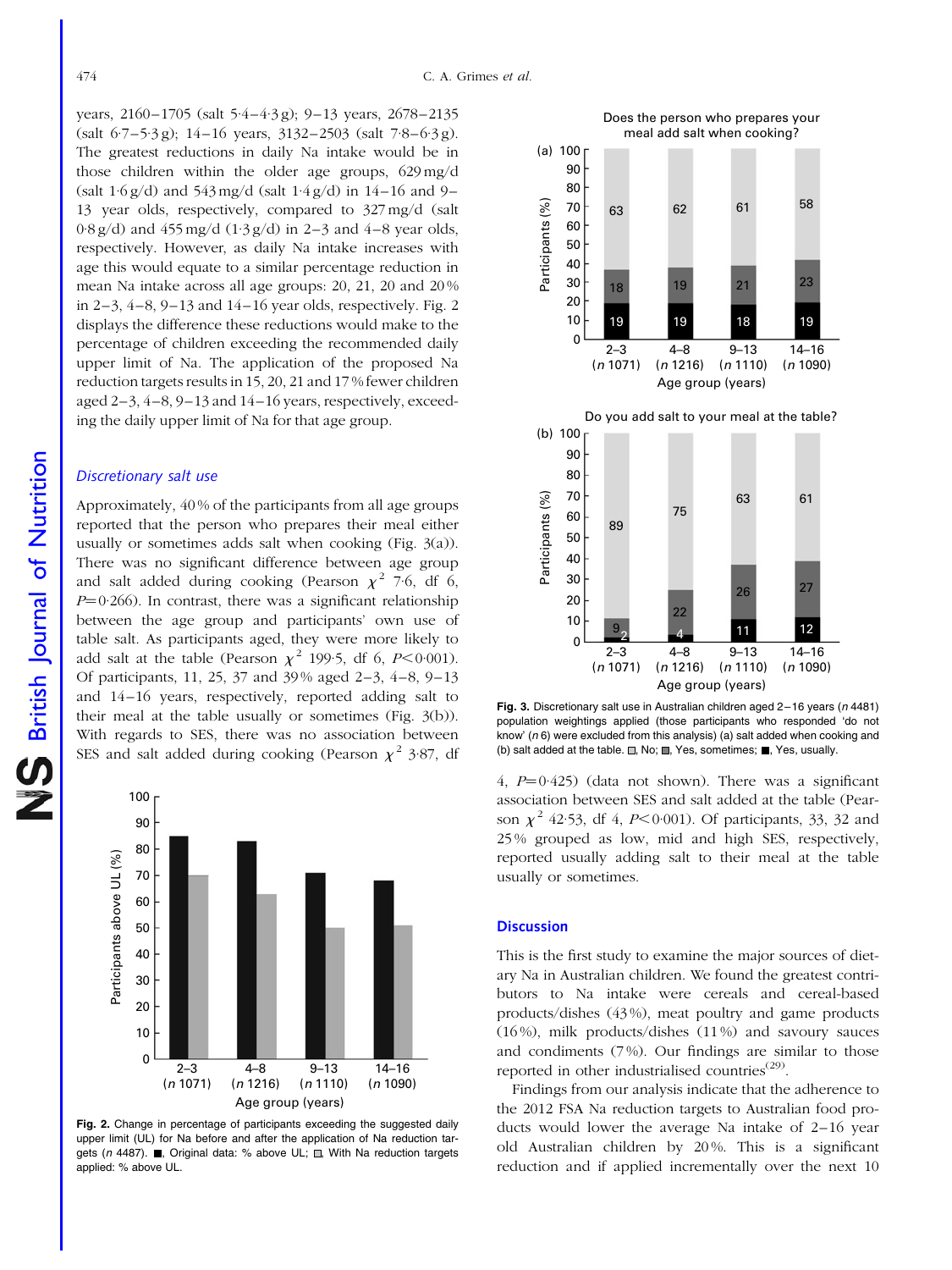years, 2160–1705 (salt 5·4–4·3 g); 9–13 years, 2678–2135 (salt 6·7–5·3 g); 14–16 years, 3132–2503 (salt 7·8–6·3 g). The greatest reductions in daily Na intake would be in those children within the older age groups, 629 mg/d (salt 1·6 g/d) and 543 mg/d (salt 1·4 g/d) in 14–16 and 9–13 year olds, respectively, compared to 327 mg/d (salt 0·8 g/d) and 455 mg/d (1·3 g/d) in 2–3 and 4–8 year olds, respectively. However, as daily Na intake increases with age this would equate to a similar percentage reduction in mean Na intake across all age groups: 20, 21, 20 and 20 % in 2–3, 4–8, 9–13 and 14–16 year olds, respectively. Fig. 2 displays the difference these reductions would make to the percentage of children exceeding the recommended daily upper limit of Na. The application of the proposed Na reduction targets results in 15, 20, 21 and 17 % fewer children aged 2–3, 4–8, 9–13 and 14–16 years, respectively, exceeding the daily upper limit of Na for that age group.

### Discretionary salt use

Approximately, 40 % of the participants from all age groups reported that the person who prepares their meal either usually or sometimes adds salt when cooking (Fig. 3(a)). There was no significant difference between age group and salt added during cooking (Pearson $\chi^2$ 7·6, df 6, $P$=0·266). In contrast, there was a significant relationship between the age group and participants' own use of table salt. As participants aged, they were more likely to add salt at the table (Pearson $\chi^2$ 199·5, df 6, $P$<0·001). Of participants, 11, 25, 37 and 39 % aged 2–3, 4–8, 9–13 and 14–16 years, respectively, reported adding salt to their meal at the table usually or sometimes (Fig. 3(b)). With regards to SES, there was no association between SES and salt added during cooking (Pearson $\chi^2$ 3·87, df 4, $P$=0·425) (data not shown). There was a significant association between SES and salt added at the table (Pearson $\chi^2$ 42·53, df 4, $P$<0·001). Of participants, 33, 32 and 25 % grouped as low, mid and high SES, respectively, reported usually adding salt to their meal at the table usually or sometimes.

Fig. 2. Change in percentage of participants exceeding the suggested daily upper limit (UL) for Na before and after the application of Na reduction targets ($n$ 4487). ■, Original data: % above UL; □, With Na reduction targets applied: % above UL.

Fig. 3. Discretionary salt use in Australian children aged 2–16 years ($n$ 4481) population weightings applied (those participants who responded 'do not know' ($n$ 6) were excluded from this analysis) (a) salt added when cooking and (b) salt added at the table. □, No; ▒, Yes, sometimes; ■, Yes, usually.

## Discussion

This is the first study to examine the major sources of dietary Na in Australian children. We found the greatest contributors to Na intake were cereals and cereal-based products/dishes (43 %), meat poultry and game products (16 %), milk products/dishes (11 %) and savoury sauces and condiments (7 %). Our findings are similar to those reported in other industrialised countries[29].

Findings from our analysis indicate that the adherence to the 2012 FSA Na reduction targets to Australian food products would lower the average Na intake of 2–16 year old Australian children by 20 %. This is a significant reduction and if applied incrementally over the next 10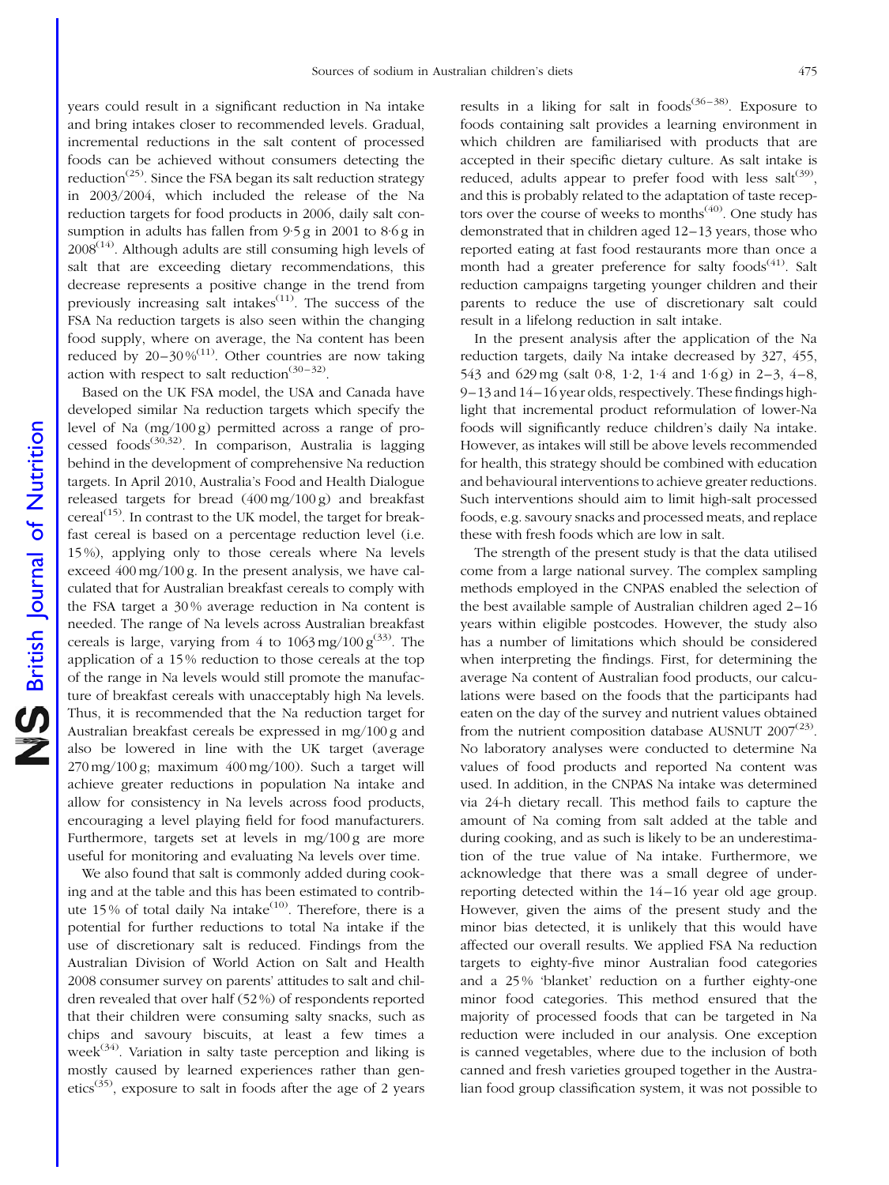years could result in a significant reduction in Na intake and bring intakes closer to recommended levels. Gradual, incremental reductions in the salt content of processed foods can be achieved without consumers detecting the reduction[25]. Since the FSA began its salt reduction strategy in 2003/2004, which included the release of the Na reduction targets for food products in 2006, daily salt consumption in adults has fallen from 9·5 g in 2001 to 8·6 g in 2008[14]. Although adults are still consuming high levels of salt that are exceeding dietary recommendations, this decrease represents a positive change in the trend from previously increasing salt intakes[11]. The success of the FSA Na reduction targets is also seen within the changing food supply, where on average, the Na content has been reduced by 20–30 %[11]. Other countries are now taking action with respect to salt reduction[30–32].

Based on the UK FSA model, the USA and Canada have developed similar Na reduction targets which specify the level of Na (mg/100 g) permitted across a range of processed foods[30,32]. In comparison, Australia is lagging behind in the development of comprehensive Na reduction targets. In April 2010, Australia's Food and Health Dialogue released targets for bread (400 mg/100 g) and breakfast cereal[15]. In contrast to the UK model, the target for breakfast cereal is based on a percentage reduction level (i.e. 15 %), applying only to those cereals where Na levels exceed 400 mg/100 g. In the present analysis, we have calculated that for Australian breakfast cereals to comply with the FSA target a 30 % average reduction in Na content is needed. The range of Na levels across Australian breakfast cereals is large, varying from 4 to 1063 mg/100 g[33]. The application of a 15 % reduction to those cereals at the top of the range in Na levels would still promote the manufacture of breakfast cereals with unacceptably high Na levels. Thus, it is recommended that the Na reduction target for Australian breakfast cereals be expressed in mg/100 g and also be lowered in line with the UK target (average 270 mg/100 g; maximum 400 mg/100). Such a target will achieve greater reductions in population Na intake and allow for consistency in Na levels across food products, encouraging a level playing field for food manufacturers. Furthermore, targets set at levels in mg/100 g are more useful for monitoring and evaluating Na levels over time.

We also found that salt is commonly added during cooking and at the table and this has been estimated to contribute 15 % of total daily Na intake[10]. Therefore, there is a potential for further reductions to total Na intake if the use of discretionary salt is reduced. Findings from the Australian Division of World Action on Salt and Health 2008 consumer survey on parents' attitudes to salt and children revealed that over half (52 %) of respondents reported that their children were consuming salty snacks, such as chips and savoury biscuits, at least a few times a week[34]. Variation in salty taste perception and liking is mostly caused by learned experiences rather than genetics[35], exposure to salt in foods after the age of 2 years results in a liking for salt in foods[36–38]. Exposure to foods containing salt provides a learning environment in which children are familiarised with products that are accepted in their specific dietary culture. As salt intake is reduced, adults appear to prefer food with less salt[39], and this is probably related to the adaptation of taste receptors over the course of weeks to months[40]. One study has demonstrated that in children aged 12–13 years, those who reported eating at fast food restaurants more than once a month had a greater preference for salty foods[41]. Salt reduction campaigns targeting younger children and their parents to reduce the use of discretionary salt could result in a lifelong reduction in salt intake.

In the present analysis after the application of the Na reduction targets, daily Na intake decreased by 327, 455, 543 and 629 mg (salt 0·8, 1·2, 1·4 and 1·6 g) in 2–3, 4–8, 9–13 and 14–16 year olds, respectively. These findings highlight that incremental product reformulation of lower-Na foods will significantly reduce children's daily Na intake. However, as intakes will still be above levels recommended for health, this strategy should be combined with education and behavioural interventions to achieve greater reductions. Such interventions should aim to limit high-salt processed foods, e.g. savoury snacks and processed meats, and replace these with fresh foods which are low in salt.

The strength of the present study is that the data utilised come from a large national survey. The complex sampling methods employed in the CNPAS enabled the selection of the best available sample of Australian children aged 2–16 years within eligible postcodes. However, the study also has a number of limitations which should be considered when interpreting the findings. First, for determining the average Na content of Australian food products, our calculations were based on the foods that the participants had eaten on the day of the survey and nutrient values obtained from the nutrient composition database AUSNUT 2007[23]. No laboratory analyses were conducted to determine Na values of food products and reported Na content was used. In addition, in the CNPAS Na intake was determined via 24-h dietary recall. This method fails to capture the amount of Na coming from salt added at the table and during cooking, and as such is likely to be an underestimation of the true value of Na intake. Furthermore, we acknowledge that there was a small degree of under-reporting detected within the 14–16 year old age group. However, given the aims of the present study and the minor bias detected, it is unlikely that this would have affected our overall results. We applied FSA Na reduction targets to eighty-five minor Australian food categories and a 25 % 'blanket' reduction on a further eighty-one minor food categories. This method ensured that the majority of processed foods that can be targeted in Na reduction were included in our analysis. One exception is canned vegetables, where due to the inclusion of both canned and fresh varieties grouped together in the Australian food group classification system, it was not possible to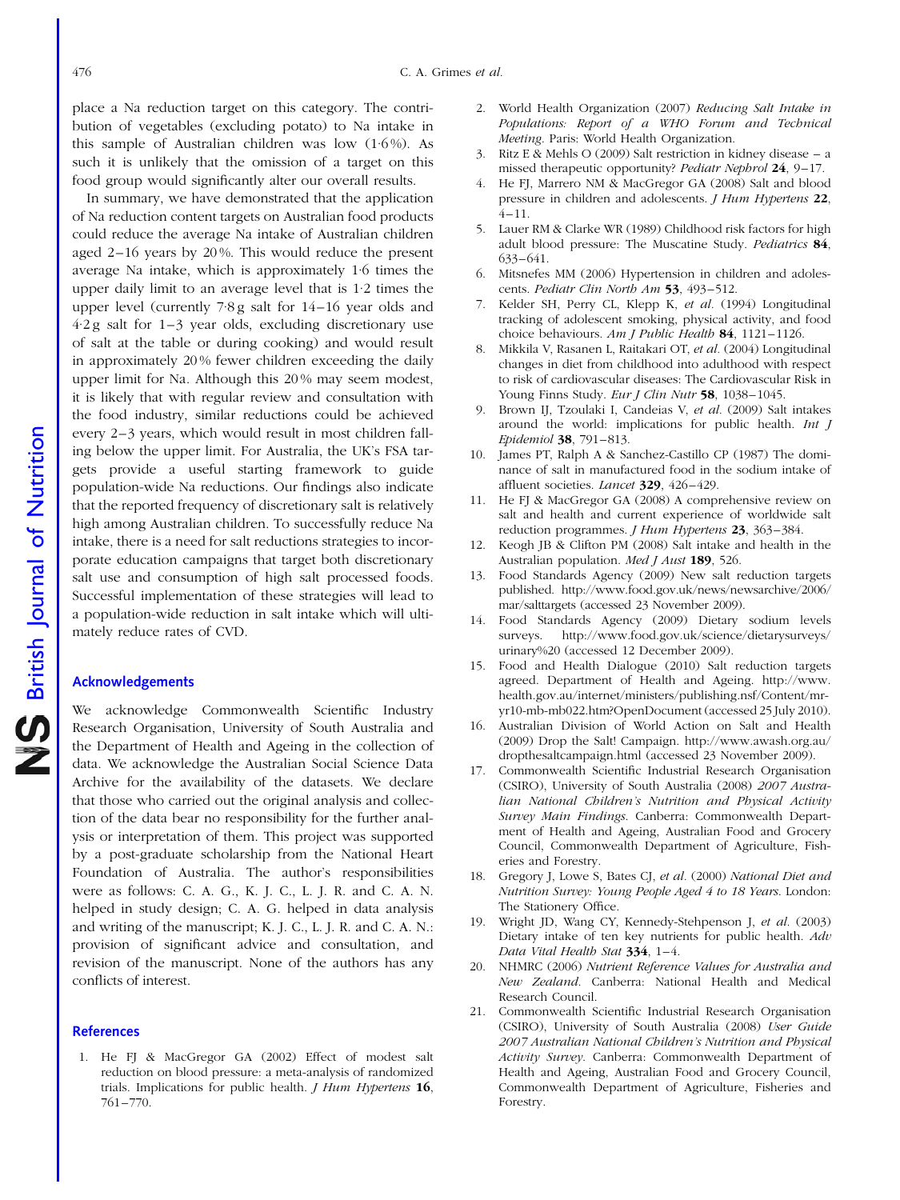place a Na reduction target on this category. The contribution of vegetables (excluding potato) to Na intake in this sample of Australian children was low (1·6 %). As such it is unlikely that the omission of a target on this food group would significantly alter our overall results.

In summary, we have demonstrated that the application of Na reduction content targets on Australian food products could reduce the average Na intake of Australian children aged 2–16 years by 20 %. This would reduce the present average Na intake, which is approximately 1·6 times the upper daily limit to an average level that is 1·2 times the upper level (currently 7·8 g salt for 14–16 year olds and 4·2 g salt for 1–3 year olds, excluding discretionary use of salt at the table or during cooking) and would result in approximately 20 % fewer children exceeding the daily upper limit for Na. Although this 20 % may seem modest, it is likely that with regular review and consultation with the food industry, similar reductions could be achieved every 2–3 years, which would result in most children falling below the upper limit. For Australia, the UK's FSA targets provide a useful starting framework to guide population-wide Na reductions. Our findings also indicate that the reported frequency of discretionary salt is relatively high among Australian children. To successfully reduce Na intake, there is a need for salt reductions strategies to incorporate education campaigns that target both discretionary salt use and consumption of high salt processed foods. Successful implementation of these strategies will lead to a population-wide reduction in salt intake which will ultimately reduce rates of CVD.

## Acknowledgements

We acknowledge Commonwealth Scientific Industry Research Organisation, University of South Australia and the Department of Health and Ageing in the collection of data. We acknowledge the Australian Social Science Data Archive for the availability of the datasets. We declare that those who carried out the original analysis and collection of the data bear no responsibility for the further analysis or interpretation of them. This project was supported by a post-graduate scholarship from the National Heart Foundation of Australia. The author's responsibilities were as follows: C. A. G., K. J. C., L. J. R. and C. A. N. helped in study design; C. A. G. helped in data analysis and writing of the manuscript; K. J. C., L. J. R. and C. A. N.: provision of significant advice and consultation, and revision of the manuscript. None of the authors has any conflicts of interest.

## References

1. He FJ & MacGregor GA (2002) Effect of modest salt reduction on blood pressure: a meta-analysis of randomized trials. Implications for public health. *J Hum Hypertens* **16**, 761–770.
2. World Health Organization (2007) *Reducing Salt Intake in Populations: Report of a WHO Forum and Technical Meeting*. Paris: World Health Organization.
3. Ritz E & Mehls O (2009) Salt restriction in kidney disease – a missed therapeutic opportunity? *Pediatr Nephrol* **24**, 9–17.
4. He FJ, Marrero NM & MacGregor GA (2008) Salt and blood pressure in children and adolescents. *J Hum Hypertens* **22**, 4–11.
5. Lauer RM & Clarke WR (1989) Childhood risk factors for high adult blood pressure: The Muscatine Study. *Pediatrics* **84**, 633–641.
6. Mitsnefes MM (2006) Hypertension in children and adolescents. *Pediatr Clin North Am* **53**, 493–512.
7. Kelder SH, Perry CL, Klepp K, *et al.* (1994) Longitudinal tracking of adolescent smoking, physical activity, and food choice behaviours. *Am J Public Health* **84**, 1121–1126.
8. Mikkila V, Rasanen L, Raitakari OT, *et al.* (2004) Longitudinal changes in diet from childhood into adulthood with respect to risk of cardiovascular diseases: The Cardiovascular Risk in Young Finns Study. *Eur J Clin Nutr* **58**, 1038–1045.
9. Brown IJ, Tzoulaki I, Candeias V, *et al.* (2009) Salt intakes around the world: implications for public health. *Int J Epidemiol* **38**, 791–813.
10. James PT, Ralph A & Sanchez-Castillo CP (1987) The dominance of salt in manufactured food in the sodium intake of affluent societies. *Lancet* **329**, 426–429.
11. He FJ & MacGregor GA (2008) A comprehensive review on salt and health and current experience of worldwide salt reduction programmes. *J Hum Hypertens* **23**, 363–384.
12. Keogh JB & Clifton PM (2008) Salt intake and health in the Australian population. *Med J Aust* **189**, 526.
13. Food Standards Agency (2009) New salt reduction targets published. http://www.food.gov.uk/news/newsarchive/2006/mar/salttargets (accessed 23 November 2009).
14. Food Standards Agency (2009) Dietary sodium levels surveys. http://www.food.gov.uk/science/dietarysurveys/urinary%20 (accessed 12 December 2009).
15. Food and Health Dialogue (2010) Salt reduction targets agreed. Department of Health and Ageing. http://www.health.gov.au/internet/ministers/publishing.nsf/Content/mr-yr10-mb-mb022.htm?OpenDocument (accessed 25 July 2010).
16. Australian Division of World Action on Salt and Health (2009) Drop the Salt! Campaign. http://www.awash.org.au/dropthesaltcampaign.html (accessed 23 November 2009).
17. Commonwealth Scientific Industrial Research Organisation (CSIRO), University of South Australia (2008) *2007 Australian National Children's Nutrition and Physical Activity Survey Main Findings*. Canberra: Commonwealth Department of Health and Ageing, Australian Food and Grocery Council, Commonwealth Department of Agriculture, Fisheries and Forestry.
18. Gregory J, Lowe S, Bates CJ, *et al.* (2000) *National Diet and Nutrition Survey: Young People Aged 4 to 18 Years*. London: The Stationery Office.
19. Wright JD, Wang CY, Kennedy-Stehpenson J, *et al.* (2003) Dietary intake of ten key nutrients for public health. *Adv Data Vital Health Stat* **334**, 1–4.
20. NHMRC (2006) *Nutrient Reference Values for Australia and New Zealand*. Canberra: National Health and Medical Research Council.
21. Commonwealth Scientific Industrial Research Organisation (CSIRO), University of South Australia (2008) *User Guide 2007 Australian National Children's Nutrition and Physical Activity Survey*. Canberra: Commonwealth Department of Health and Ageing, Australian Food and Grocery Council, Commonwealth Department of Agriculture, Fisheries and Forestry.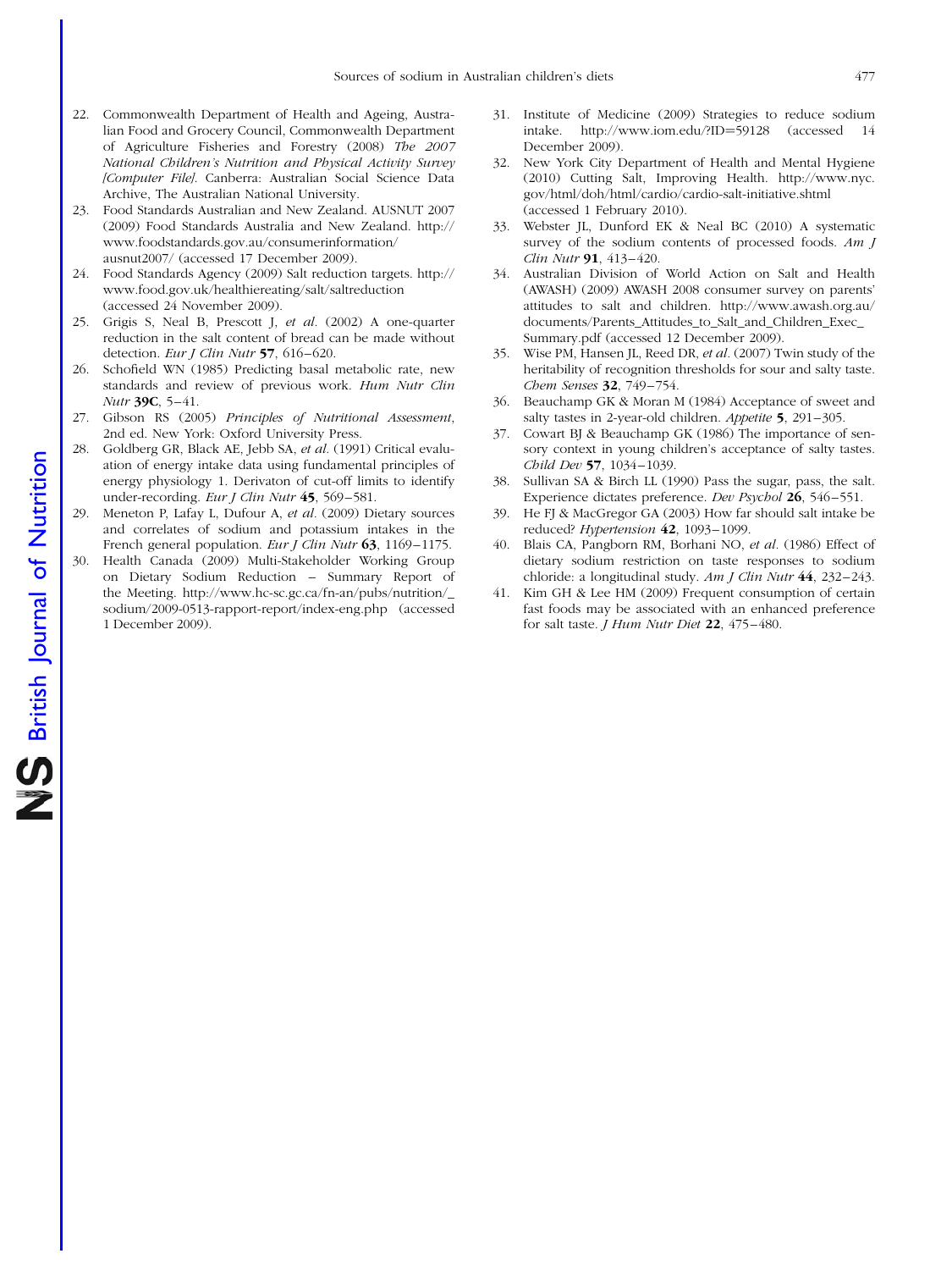22. Commonwealth Department of Health and Ageing, Australian Food and Grocery Council, Commonwealth Department of Agriculture Fisheries and Forestry (2008) *The 2007 National Children's Nutrition and Physical Activity Survey [Computer File]*. Canberra: Australian Social Science Data Archive, The Australian National University.
23. Food Standards Australian and New Zealand. AUSNUT 2007 (2009) Food Standards Australia and New Zealand. http://www.foodstandards.gov.au/consumerinformation/ausnut2007/ (accessed 17 December 2009).
24. Food Standards Agency (2009) Salt reduction targets. http://www.food.gov.uk/healthiereating/salt/saltreduction (accessed 24 November 2009).
25. Grigis S, Neal B, Prescott J, *et al.* (2002) A one-quarter reduction in the salt content of bread can be made without detection. *Eur J Clin Nutr* **57**, 616–620.
26. Schofield WN (1985) Predicting basal metabolic rate, new standards and review of previous work. *Hum Nutr Clin Nutr* **39C**, 5–41.
27. Gibson RS (2005) *Principles of Nutritional Assessment*, 2nd ed. New York: Oxford University Press.
28. Goldberg GR, Black AE, Jebb SA, *et al.* (1991) Critical evaluation of energy intake data using fundamental principles of energy physiology 1. Derivaton of cut-off limits to identify under-recording. *Eur J Clin Nutr* **45**, 569–581.
29. Meneton P, Lafay L, Dufour A, *et al.* (2009) Dietary sources and correlates of sodium and potassium intakes in the French general population. *Eur J Clin Nutr* **63**, 1169–1175.
30. Health Canada (2009) Multi-Stakeholder Working Group on Dietary Sodium Reduction – Summary Report of the Meeting. http://www.hc-sc.gc.ca/fn-an/pubs/nutrition/_sodium/2009-0513-rapport-report/index-eng.php (accessed 1 December 2009).
31. Institute of Medicine (2009) Strategies to reduce sodium intake. http://www.iom.edu/?ID=59128 (accessed 14 December 2009).
32. New York City Department of Health and Mental Hygiene (2010) Cutting Salt, Improving Health. http://www.nyc.gov/html/doh/html/cardio/cardio-salt-initiative.shtml (accessed 1 February 2010).
33. Webster JL, Dunford EK & Neal BC (2010) A systematic survey of the sodium contents of processed foods. *Am J Clin Nutr* **91**, 413–420.
34. Australian Division of World Action on Salt and Health (AWASH) (2009) AWASH 2008 consumer survey on parents' attitudes to salt and children. http://www.awash.org.au/documents/Parents_Attitudes_to_Salt_and_Children_Exec_Summary.pdf (accessed 12 December 2009).
35. Wise PM, Hansen JL, Reed DR, *et al.* (2007) Twin study of the heritability of recognition thresholds for sour and salty taste. *Chem Senses* **32**, 749–754.
36. Beauchamp GK & Moran M (1984) Acceptance of sweet and salty tastes in 2-year-old children. *Appetite* **5**, 291–305.
37. Cowart BJ & Beauchamp GK (1986) The importance of sensory context in young children's acceptance of salty tastes. *Child Dev* **57**, 1034–1039.
38. Sullivan SA & Birch LL (1990) Pass the sugar, pass, the salt. Experience dictates preference. *Dev Psychol* **26**, 546–551.
39. He FJ & MacGregor GA (2003) How far should salt intake be reduced? *Hypertension* **42**, 1093–1099.
40. Blais CA, Pangborn RM, Borhani NO, *et al.* (1986) Effect of dietary sodium restriction on taste responses to sodium chloride: a longitudinal study. *Am J Clin Nutr* **44**, 232–243.
41. Kim GH & Lee HM (2009) Frequent consumption of certain fast foods may be associated with an enhanced preference for salt taste. *J Hum Nutr Diet* **22**, 475–480.